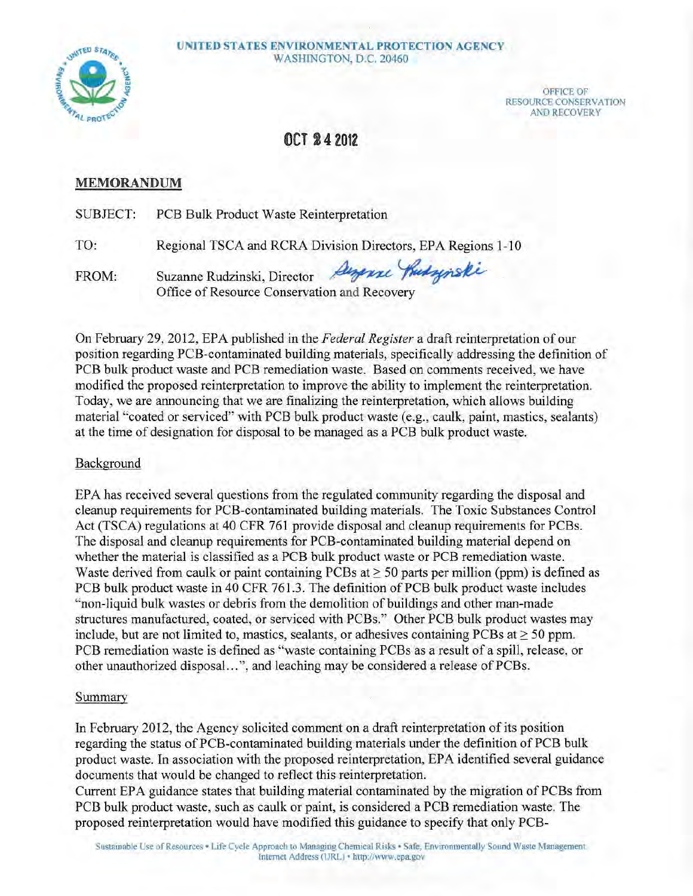**UNITED STATES ENVIRONMENTAL PROTECTION AGENCY**
WASHINGTON, D.C. 20460

OFFICE OF RESOURCE CONSERVATION AND RECOVERY

OCT 24 2012

## MEMORANDUM

SUBJECT: PCB Bulk Product Waste Reinterpretation

TO: Regional TSCA and RCRA Division Directors, EPA Regions 1-10

FROM: Suzanne Rudzinski, Director
Office of Resource Conservation and Recovery

On February 29, 2012, EPA published in the *Federal Register* a draft reinterpretation of our position regarding PCB-contaminated building materials, specifically addressing the definition of PCB bulk product waste and PCB remediation waste. Based on comments received, we have modified the proposed reinterpretation to improve the ability to implement the reinterpretation. Today, we are announcing that we are finalizing the reinterpretation, which allows building material "coated or serviced" with PCB bulk product waste (e.g., caulk, paint, mastics, sealants) at the time of designation for disposal to be managed as a PCB bulk product waste.

### Background

EPA has received several questions from the regulated community regarding the disposal and cleanup requirements for PCB-contaminated building materials. The Toxic Substances Control Act (TSCA) regulations at 40 CFR 761 provide disposal and cleanup requirements for PCBs. The disposal and cleanup requirements for PCB-contaminated building material depend on whether the material is classified as a PCB bulk product waste or PCB remediation waste. Waste derived from caulk or paint containing PCBs at ≥ 50 parts per million (ppm) is defined as PCB bulk product waste in 40 CFR 761.3. The definition of PCB bulk product waste includes "non-liquid bulk wastes or debris from the demolition of buildings and other man-made structures manufactured, coated, or serviced with PCBs." Other PCB bulk product wastes may include, but are not limited to, mastics, sealants, or adhesives containing PCBs at ≥ 50 ppm. PCB remediation waste is defined as "waste containing PCBs as a result of a spill, release, or other unauthorized disposal...", and leaching may be considered a release of PCBs.

### Summary

In February 2012, the Agency solicited comment on a draft reinterpretation of its position regarding the status of PCB-contaminated building materials under the definition of PCB bulk product waste. In association with the proposed reinterpretation, EPA identified several guidance documents that would be changed to reflect this reinterpretation.
Current EPA guidance states that building material contaminated by the migration of PCBs from PCB bulk product waste, such as caulk or paint, is considered a PCB remediation waste. The proposed reinterpretation would have modified this guidance to specify that only PCB-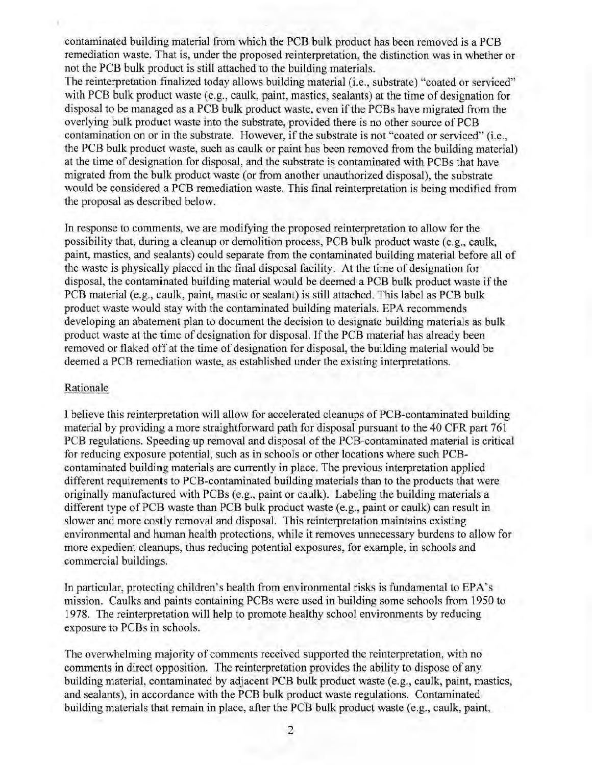contaminated building material from which the PCB bulk product has been removed is a PCB remediation waste. That is, under the proposed reinterpretation, the distinction was in whether or not the PCB bulk product is still attached to the building materials.

The reinterpretation finalized today allows building material (i.e., substrate) "coated or serviced" with PCB bulk product waste (e.g., caulk, paint, mastics, sealants) at the time of designation for disposal to be managed as a PCB bulk product waste, even if the PCBs have migrated from the overlying bulk product waste into the substrate, provided there is no other source of PCB contamination on or in the substrate. However, if the substrate is not "coated or serviced" (i.e., the PCB bulk product waste, such as caulk or paint has been removed from the building material) at the time of designation for disposal, and the substrate is contaminated with PCBs that have migrated from the bulk product waste (or from another unauthorized disposal), the substrate would be considered a PCB remediation waste. This final reinterpretation is being modified from the proposal as described below.

In response to comments, we are modifying the proposed reinterpretation to allow for the possibility that, during a cleanup or demolition process, PCB bulk product waste (e.g., caulk, paint, mastics, and sealants) could separate from the contaminated building material before all of the waste is physically placed in the final disposal facility. At the time of designation for disposal, the contaminated building material would be deemed a PCB bulk product waste if the PCB material (e.g., caulk, paint, mastic or sealant) is still attached. This label as PCB bulk product waste would stay with the contaminated building materials. EPA recommends developing an abatement plan to document the decision to designate building materials as bulk product waste at the time of designation for disposal. If the PCB material has already been removed or flaked off at the time of designation for disposal, the building material would be deemed a PCB remediation waste, as established under the existing interpretations.

Rationale

I believe this reinterpretation will allow for accelerated cleanups of PCB-contaminated building material by providing a more straightforward path for disposal pursuant to the 40 CFR part 761 PCB regulations. Speeding up removal and disposal of the PCB-contaminated material is critical for reducing exposure potential, such as in schools or other locations where such PCB-contaminated building materials are currently in place. The previous interpretation applied different requirements to PCB-contaminated building materials than to the products that were originally manufactured with PCBs (e.g., paint or caulk). Labeling the building materials a different type of PCB waste than PCB bulk product waste (e.g., paint or caulk) can result in slower and more costly removal and disposal. This reinterpretation maintains existing environmental and human health protections, while it removes unnecessary burdens to allow for more expedient cleanups, thus reducing potential exposures, for example, in schools and commercial buildings.

In particular, protecting children's health from environmental risks is fundamental to EPA's mission. Caulks and paints containing PCBs were used in building some schools from 1950 to 1978. The reinterpretation will help to promote healthy school environments by reducing exposure to PCBs in schools.

The overwhelming majority of comments received supported the reinterpretation, with no comments in direct opposition. The reinterpretation provides the ability to dispose of any building material, contaminated by adjacent PCB bulk product waste (e.g., caulk, paint, mastics, and sealants), in accordance with the PCB bulk product waste regulations. Contaminated building materials that remain in place, after the PCB bulk product waste (e.g., caulk, paint,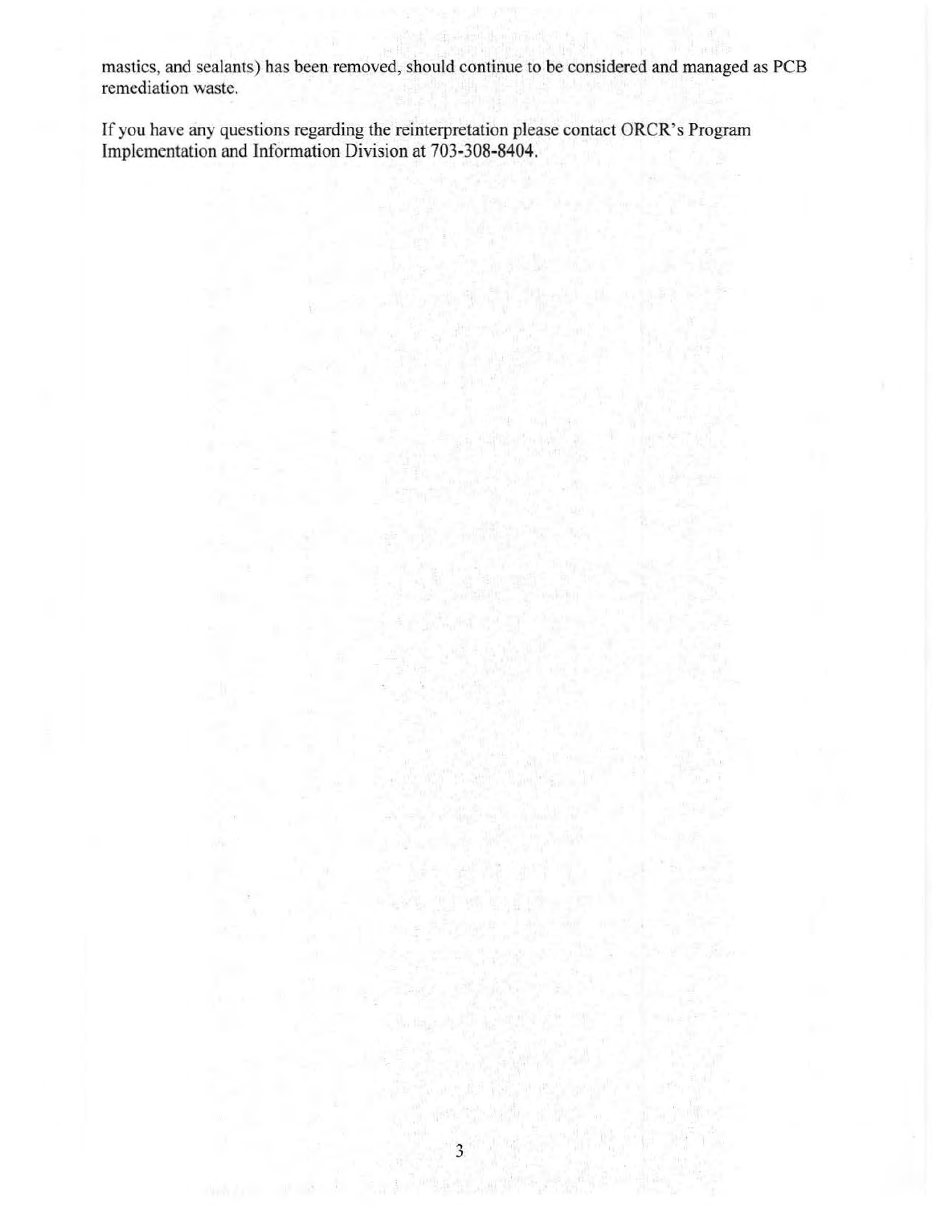mastics, and sealants) has been removed, should continue to be considered and managed as PCB remediation waste.

If you have any questions regarding the reinterpretation please contact ORCR's Program Implementation and Information Division at 703-308-8404.